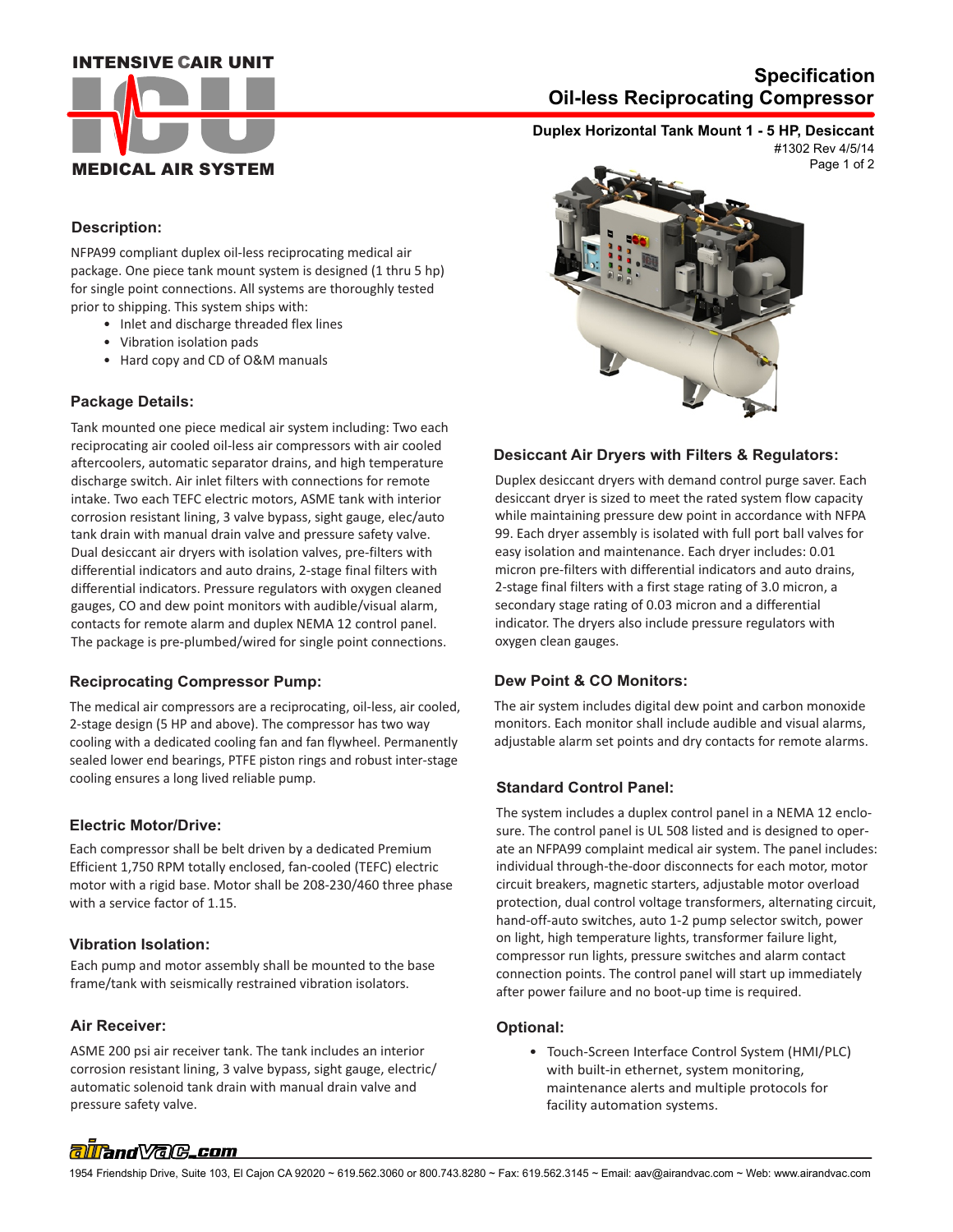# INTENSIVE CAIR UNIT ICU MEDICAL AIR SYSTEM

# Specification
# Oil-less Reciprocating Compressor

**Duplex Horizontal Tank Mount 1 - 5 HP, Desiccant**

#1302 Rev 4/5/14

## Description:

NFPA99 compliant duplex oil-less reciprocating medical air package. One piece tank mount system is designed (1 thru 5 hp) for single point connections. All systems are thoroughly tested prior to shipping. This system ships with:

- Inlet and discharge threaded flex lines
- Vibration isolation pads
- Hard copy and CD of O&M manuals

## Package Details:

Tank mounted one piece medical air system including: Two each reciprocating air cooled oil-less air compressors with air cooled aftercoolers, automatic separator drains, and high temperature discharge switch. Air inlet filters with connections for remote intake. Two each TEFC electric motors, ASME tank with interior corrosion resistant lining, 3 valve bypass, sight gauge, elec/auto tank drain with manual drain valve and pressure safety valve. Dual desiccant air dryers with isolation valves, pre-filters with differential indicators and auto drains, 2-stage final filters with differential indicators. Pressure regulators with oxygen cleaned gauges, CO and dew point monitors with audible/visual alarm, contacts for remote alarm and duplex NEMA 12 control panel. The package is pre-plumbed/wired for single point connections.

## Reciprocating Compressor Pump:

The medical air compressors are a reciprocating, oil-less, air cooled, 2-stage design (5 HP and above). The compressor has two way cooling with a dedicated cooling fan and fan flywheel. Permanently sealed lower end bearings, PTFE piston rings and robust inter-stage cooling ensures a long lived reliable pump.

## Electric Motor/Drive:

Each compressor shall be belt driven by a dedicated Premium Efficient 1,750 RPM totally enclosed, fan-cooled (TEFC) electric motor with a rigid base. Motor shall be 208-230/460 three phase with a service factor of 1.15.

## Vibration Isolation:

Each pump and motor assembly shall be mounted to the base frame/tank with seismically restrained vibration isolators.

## Air Receiver:

ASME 200 psi air receiver tank. The tank includes an interior corrosion resistant lining, 3 valve bypass, sight gauge, electric/automatic solenoid tank drain with manual drain valve and pressure safety valve.

## Desiccant Air Dryers with Filters & Regulators:

Duplex desiccant dryers with demand control purge saver. Each desiccant dryer is sized to meet the rated system flow capacity while maintaining pressure dew point in accordance with NFPA 99. Each dryer assembly is isolated with full port ball valves for easy isolation and maintenance. Each dryer includes: 0.01 micron pre-filters with differential indicators and auto drains, 2-stage final filters with a first stage rating of 3.0 micron, a secondary stage rating of 0.03 micron and a differential indicator. The dryers also include pressure regulators with oxygen clean gauges.

## Dew Point & CO Monitors:

The air system includes digital dew point and carbon monoxide monitors. Each monitor shall include audible and visual alarms, adjustable alarm set points and dry contacts for remote alarms.

## Standard Control Panel:

The system includes a duplex control panel in a NEMA 12 enclosure. The control panel is UL 508 listed and is designed to operate an NFPA99 complaint medical air system. The panel includes: individual through-the-door disconnects for each motor, motor circuit breakers, magnetic starters, adjustable motor overload protection, dual control voltage transformers, alternating circuit, hand-off-auto switches, auto 1-2 pump selector switch, power on light, high temperature lights, transformer failure light, compressor run lights, pressure switches and alarm contact connection points. The control panel will start up immediately after power failure and no boot-up time is required.

## Optional:

- Touch-Screen Interface Control System (HMI/PLC) with built-in ethernet, system monitoring, maintenance alerts and multiple protocols for facility automation systems.

airandVac.com

1954 Friendship Drive, Suite 103, El Cajon CA 92020 ~ 619.562.3060 or 800.743.8280 ~ Fax: 619.562.3145 ~ Email: aav@airandvac.com ~ Web: www.airandvac.com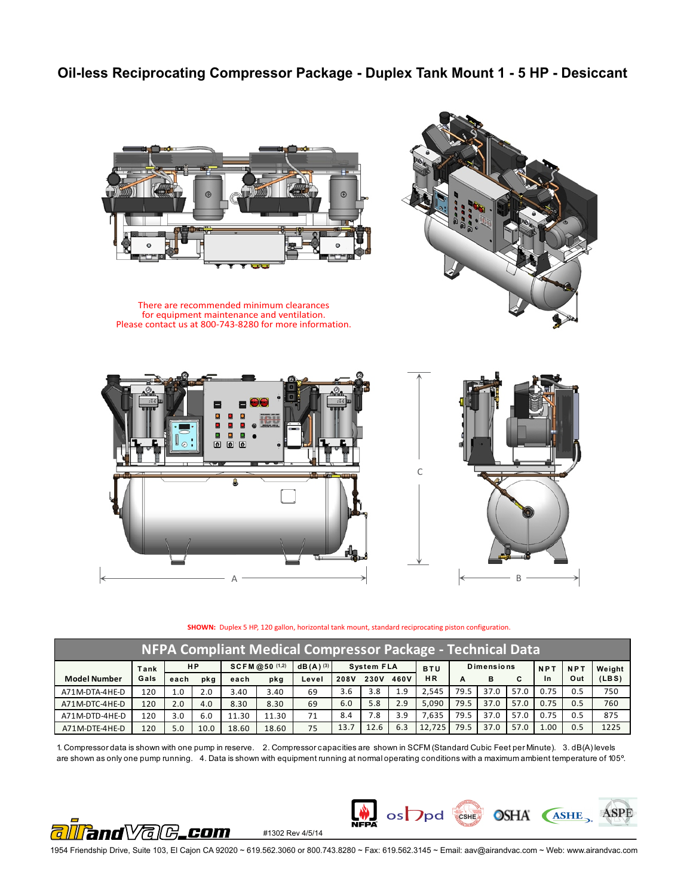# Oil-less Reciprocating Compressor Package - Duplex Tank Mount 1 - 5 HP - Desiccant

There are recommended minimum clearances
for equipment maintenance and ventilation.
Please contact us at 800-743-8280 for more information.

C

A

B

**SHOWN:** Duplex 5 HP, 120 gallon, horizontal tank mount, standard reciprocating piston configuration.

## NFPA Compliant Medical Compressor Package - Technical Data

| Model Number | Tank Gals | HP | | SCFM @50 (1,2) | | dB(A) (3) | System FLA | | | BTU HR | Dimensions | | | NPT In | NPT Out | Weight (LBS) |
|---|---|---|---|---|---|---|---|---|---|---|---|---|---|---|---|---|
| | | each | pkg | each | pkg | Level | 208V | 230V | 460V | | A | B | C | | | |
| A71M-DTA-4HE-D | 120 | 1.0 | 2.0 | 3.40 | 3.40 | 69 | 3.6 | 3.8 | 1.9 | 2,545 | 79.5 | 37.0 | 57.0 | 0.75 | 0.5 | 750 |
| A71M-DTC-4HE-D | 120 | 2.0 | 4.0 | 8.30 | 8.30 | 69 | 6.0 | 5.8 | 2.9 | 5,090 | 79.5 | 37.0 | 57.0 | 0.75 | 0.5 | 760 |
| A71M-DTD-4HE-D | 120 | 3.0 | 6.0 | 11.30 | 11.30 | 71 | 8.4 | 7.8 | 3.9 | 7,635 | 79.5 | 37.0 | 57.0 | 0.75 | 0.5 | 875 |
| A71M-DTE-4HE-D | 120 | 5.0 | 10.0 | 18.60 | 18.60 | 75 | 13.7 | 12.6 | 6.3 | 12,725 | 79.5 | 37.0 | 57.0 | 1.00 | 0.5 | 1225 |

1. Compressor data is shown with one pump in reserve. 2. Compressor capacities are shown in SCFM (Standard Cubic Feet per Minute). 3. dB(A) levels are shown as only one pump running. 4. Data is shown with equipment running at normal operating conditions with a maximum ambient temperature of 105º.

airandVAC.com #1302 Rev 4/5/14

1954 Friendship Drive, Suite 103, El Cajon CA 92020 ~ 619.562.3060 or 800.743.8280 ~ Fax: 619.562.3145 ~ Email: aav@airandvac.com ~ Web: www.airandvac.com